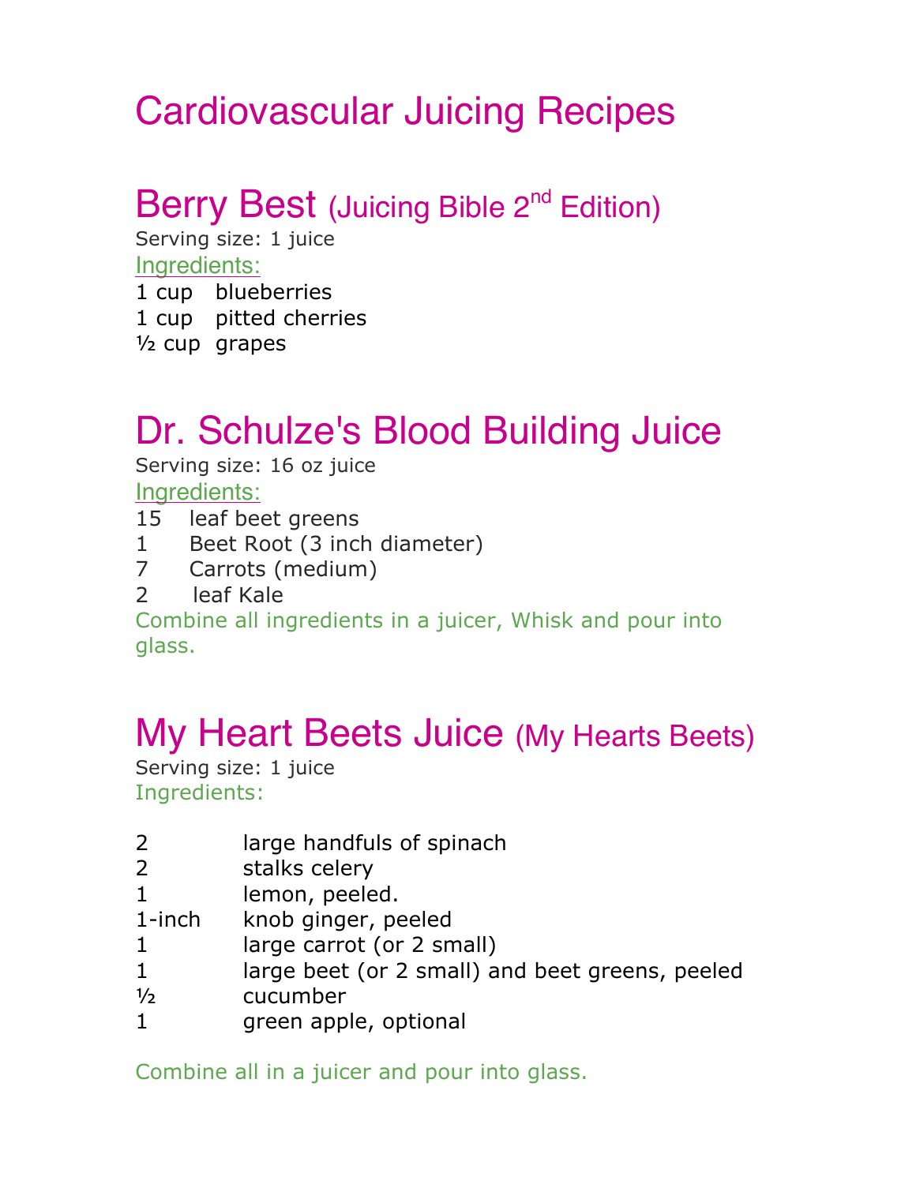# Cardiovascular Juicing Recipes

## Berry Best (Juicing Bible 2nd Edition)

Serving size: 1 juice

Ingredients:

1 cup blueberries
1 cup pitted cherries
½ cup grapes

## Dr. Schulze's Blood Building Juice

Serving size: 16 oz juice

Ingredients:

15 leaf beet greens
1 Beet Root (3 inch diameter)
7 Carrots (medium)
2 leaf Kale

Combine all ingredients in a juicer, Whisk and pour into glass.

## My Heart Beets Juice (My Hearts Beets)

Serving size: 1 juice

Ingredients:

2 large handfuls of spinach
2 stalks celery
1 lemon, peeled.
1-inch knob ginger, peeled
1 large carrot (or 2 small)
1 large beet (or 2 small) and beet greens, peeled
½ cucumber
1 green apple, optional

Combine all in a juicer and pour into glass.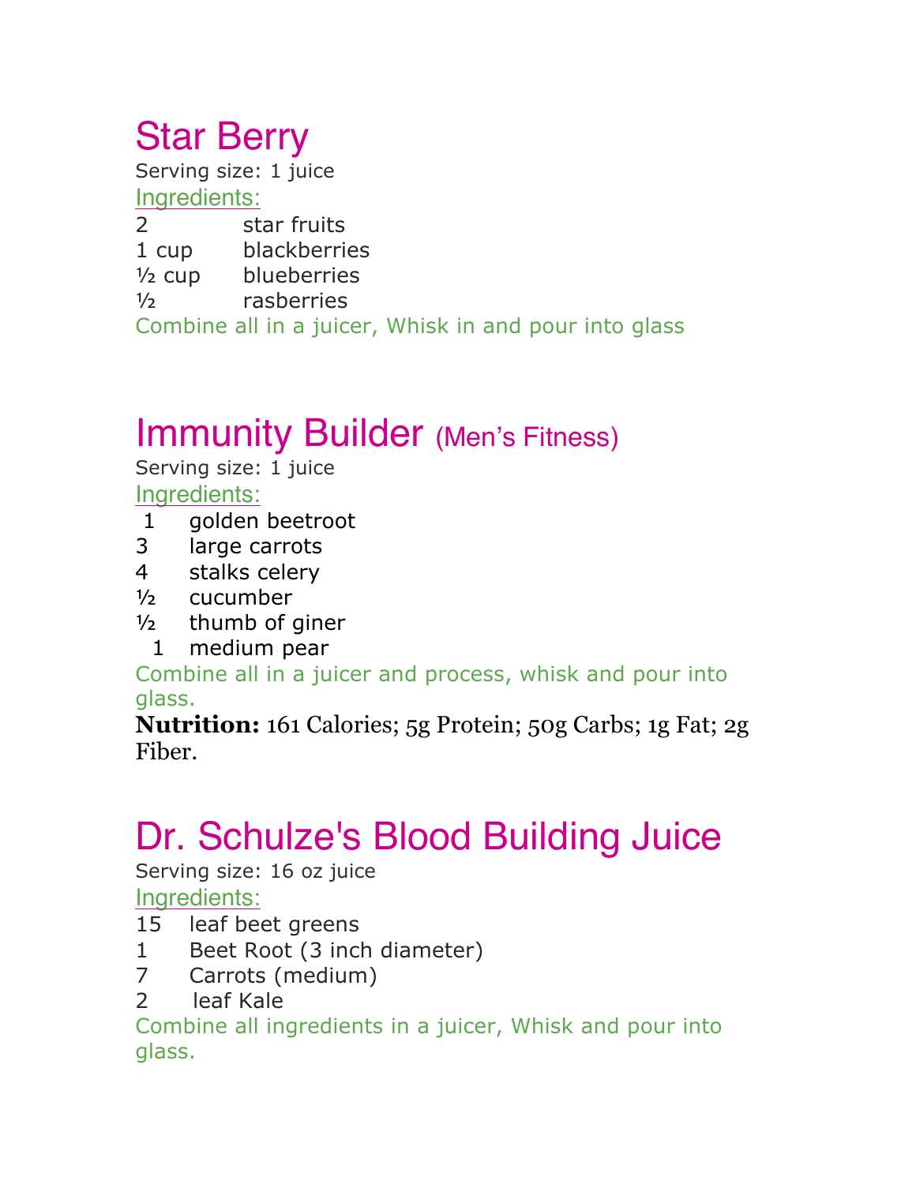# Star Berry

Serving size: 1 juice

Ingredients:

| | |
|---|---|
| 2 | star fruits |
| 1 cup | blackberries |
| ½ cup | blueberries |
| ½ | rasberries |

Combine all in a juicer, Whisk in and pour into glass

# Immunity Builder (Men's Fitness)

Serving size: 1 juice

Ingredients:

| | |
|---|---|
| 1 | golden beetroot |
| 3 | large carrots |
| 4 | stalks celery |
| ½ | cucumber |
| ½ | thumb of giner |
| 1 | medium pear |

Combine all in a juicer and process, whisk and pour into glass.

**Nutrition:** 161 Calories; 5g Protein; 50g Carbs; 1g Fat; 2g Fiber.

# Dr. Schulze's Blood Building Juice

Serving size: 16 oz juice

Ingredients:

| | |
|---|---|
| 15 | leaf beet greens |
| 1 | Beet Root (3 inch diameter) |
| 7 | Carrots (medium) |
| 2 | leaf Kale |

Combine all ingredients in a juicer, Whisk and pour into glass.